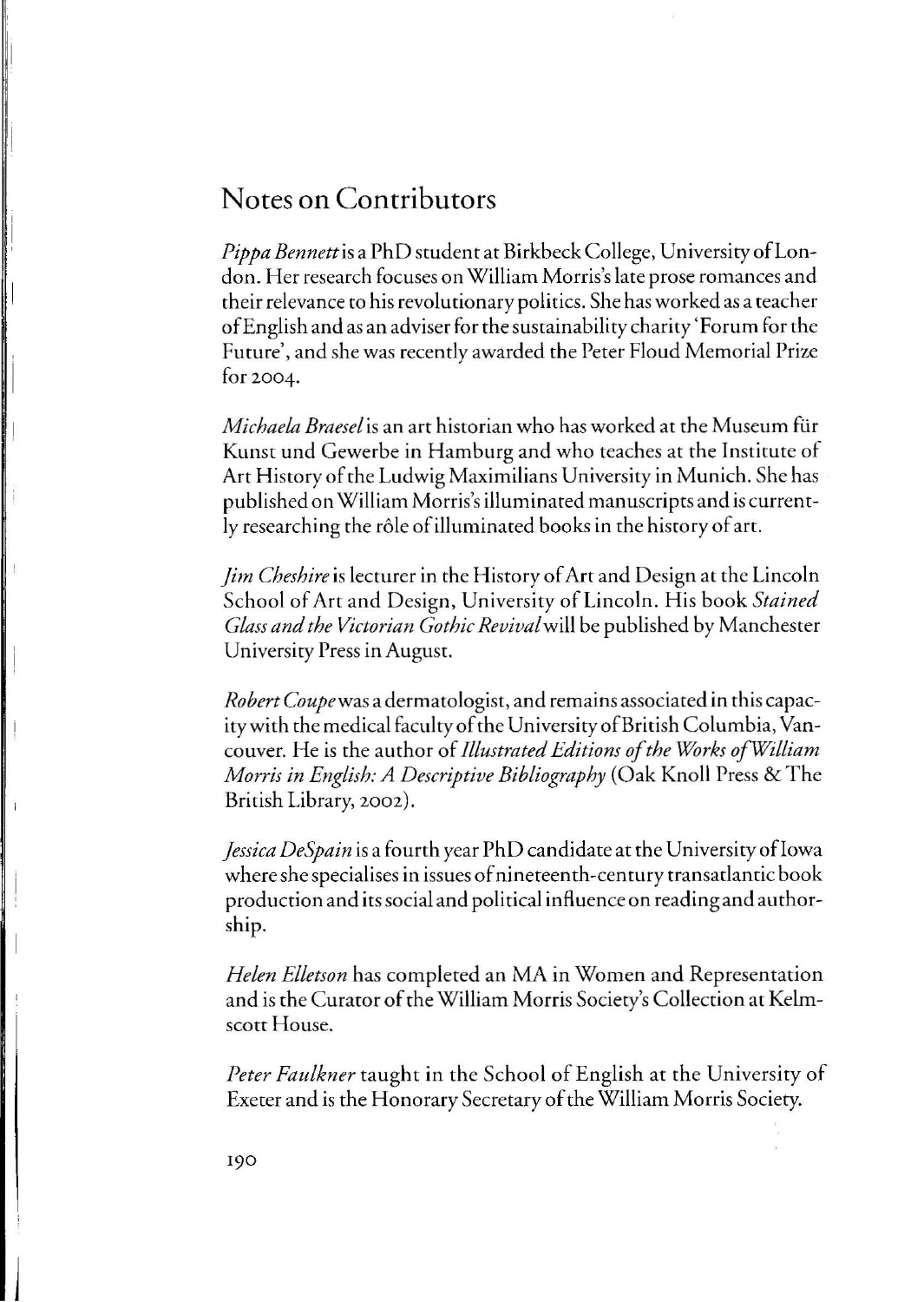## Notes on Contributors

*Pippa Bennett* is a PhD student at Birkbeck College, University of London. Her research focuses on William Morris's late prose romances and their relevance to his revolutionary politics. She has worked as a teacher of English and as an adviser for the sustainability charity 'Forum for the Future', and she was recently awarded the Peter Floud Memorial Prize for 2004.

*Michaela Braesel* is an art historian who has worked at the Museum für Kunst und Gewerbe in Hamburg and who teaches at the Institute of Art History of the Ludwig Maximilians University in Munich. She has published on William Morris's illuminated manuscripts and is currently researching the rôle of illuminated books in the history of art.

*Jim Cheshire* is lecturer in the History of Art and Design at the Lincoln School of Art and Design, University of Lincoln. His book *Stained Glass and the Victorian Gothic Revival* will be published by Manchester University Press in August.

*Robert Coupe* was a dermatologist, and remains associated in this capacity with the medical faculty of the University of British Columbia, Vancouver. He is the author of *Illustrated Editions of the Works of William Morris in English: A Descriptive Bibliography* (Oak Knoll Press & The British Library, 2002).

*Jessica DeSpain* is a fourth year PhD candidate at the University of Iowa where she specialises in issues of nineteenth-century transatlantic book production and its social and political influence on reading and authorship.

*Helen Elletson* has completed an MA in Women and Representation and is the Curator of the William Morris Society's Collection at Kelmscott House.

*Peter Faulkner* taught in the School of English at the University of Exeter and is the Honorary Secretary of the William Morris Society.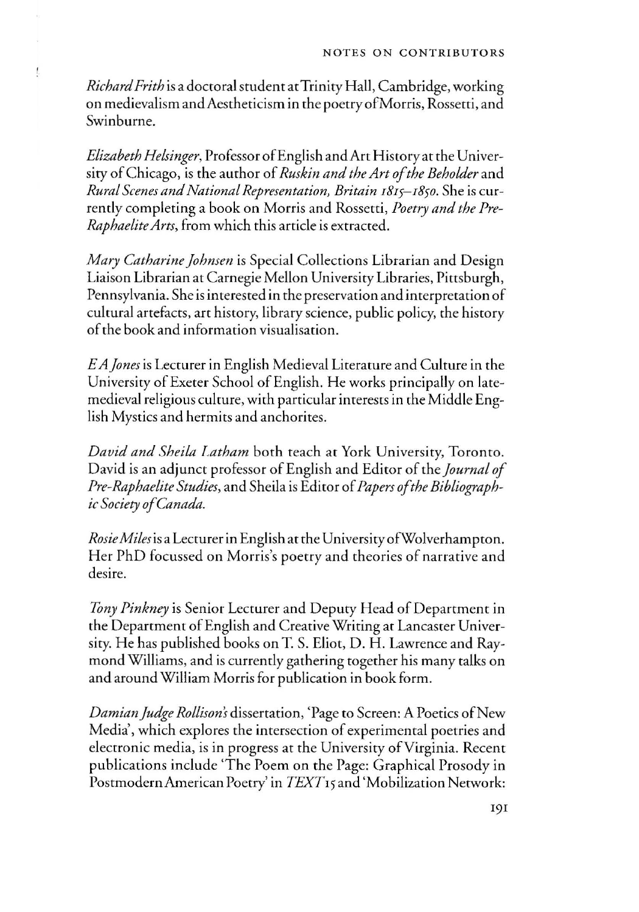*Richard Frith* is a doctoral student at Trinity Hall, Cambridge, working on medievalism and Aestheticism in the poetry of Morris, Rossetti, and Swinburne.

*Elizabeth Helsinger*, Professor of English and Art History at the University of Chicago, is the author of *Ruskin and the Art of the Beholder* and *Rural Scenes and National Representation, Britain 1815–1850*. She is currently completing a book on Morris and Rossetti, *Poetry and the Pre-Raphaelite Arts*, from which this article is extracted.

*Mary Catharine Johnsen* is Special Collections Librarian and Design Liaison Librarian at Carnegie Mellon University Libraries, Pittsburgh, Pennsylvania. She is interested in the preservation and interpretation of cultural artefacts, art history, library science, public policy, the history of the book and information visualisation.

*E A Jones* is Lecturer in English Medieval Literature and Culture in the University of Exeter School of English. He works principally on late-medieval religious culture, with particular interests in the Middle English Mystics and hermits and anchorites.

*David and Sheila Latham* both teach at York University, Toronto. David is an adjunct professor of English and Editor of the *Journal of Pre-Raphaelite Studies*, and Sheila is Editor of *Papers of the Bibliographic Society of Canada*.

*Rosie Miles* is a Lecturer in English at the University of Wolverhampton. Her PhD focussed on Morris's poetry and theories of narrative and desire.

*Tony Pinkney* is Senior Lecturer and Deputy Head of Department in the Department of English and Creative Writing at Lancaster University. He has published books on T. S. Eliot, D. H. Lawrence and Raymond Williams, and is currently gathering together his many talks on and around William Morris for publication in book form.

*Damian Judge Rollison's* dissertation, 'Page to Screen: A Poetics of New Media', which explores the intersection of experimental poetries and electronic media, is in progress at the University of Virginia. Recent publications include 'The Poem on the Page: Graphical Prosody in Postmodern American Poetry' in *TEXT* 15 and 'Mobilization Network: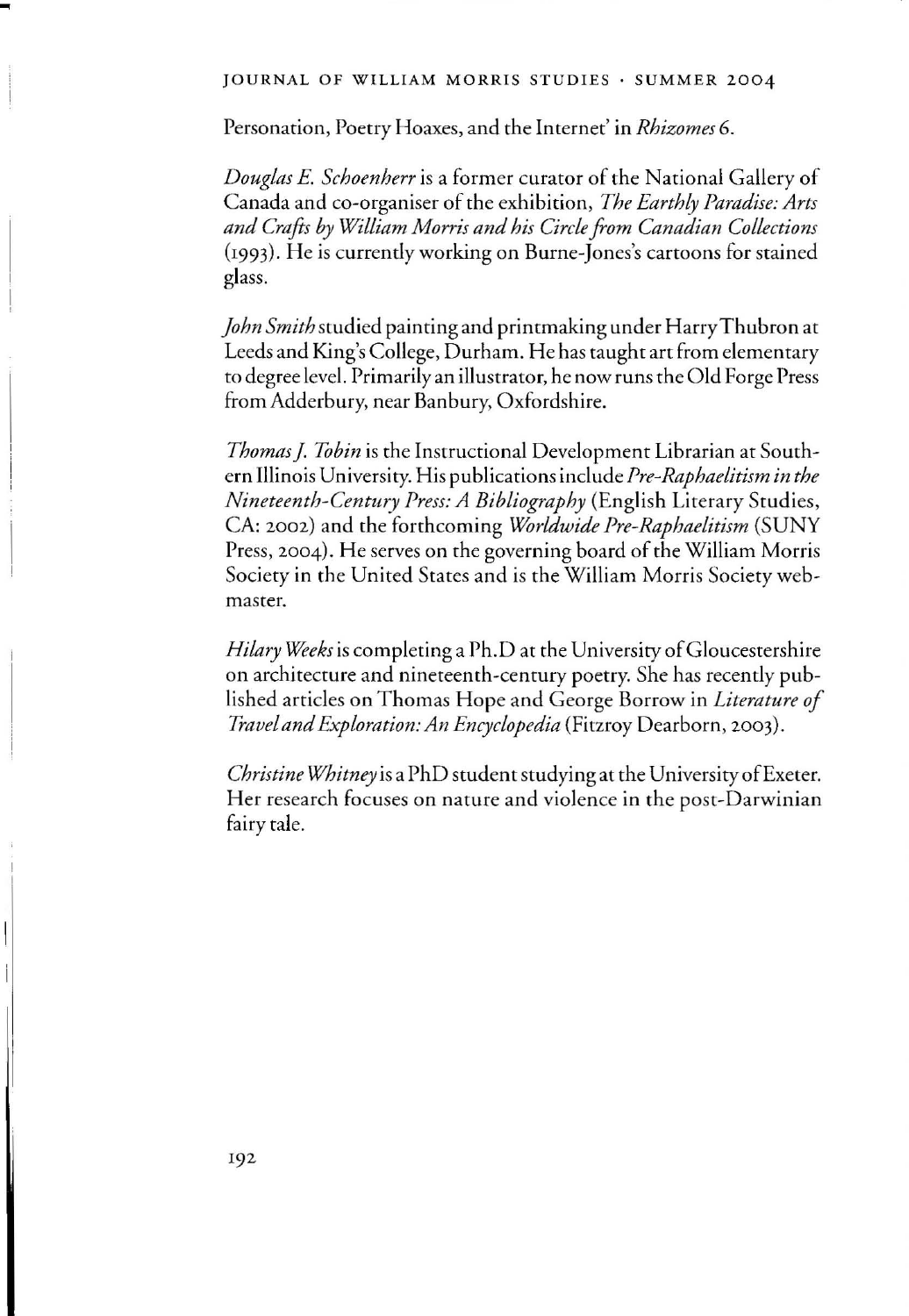Personation, Poetry Hoaxes, and the Internet' in *Rhizomes* 6.

*Douglas E. Schoenherr* is a former curator of the National Gallery of Canada and co-organiser of the exhibition, *The Earthly Paradise: Arts and Crafts by William Morris and his Circle from Canadian Collections* (1993). He is currently working on Burne-Jones's cartoons for stained glass.

*John Smith* studied painting and printmaking under Harry Thubron at Leeds and King's College, Durham. He has taught art from elementary to degree level. Primarily an illustrator, he now runs the Old Forge Press from Adderbury, near Banbury, Oxfordshire.

*Thomas J. Tobin* is the Instructional Development Librarian at Southern Illinois University. His publications include *Pre-Raphaelitism in the Nineteenth-Century Press: A Bibliography* (English Literary Studies, CA: 2002) and the forthcoming *Worldwide Pre-Raphaelitism* (SUNY Press, 2004). He serves on the governing board of the William Morris Society in the United States and is the William Morris Society webmaster.

*Hilary Weeks* is completing a Ph.D at the University of Gloucestershire on architecture and nineteenth-century poetry. She has recently published articles on Thomas Hope and George Borrow in *Literature of Travel and Exploration: An Encyclopedia* (Fitzroy Dearborn, 2003).

*Christine Whitney* is a PhD student studying at the University of Exeter. Her research focuses on nature and violence in the post-Darwinian fairy tale.